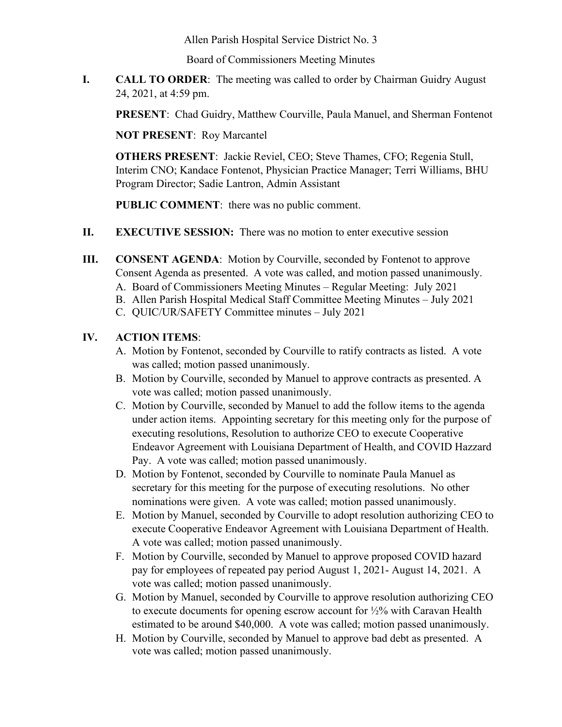Allen Parish Hospital Service District No. 3

Board of Commissioners Meeting Minutes

**I. CALL TO ORDER**: The meeting was called to order by Chairman Guidry August 24, 2021, at 4:59 pm.

**PRESENT**: Chad Guidry, Matthew Courville, Paula Manuel, and Sherman Fontenot

**NOT PRESENT**: Roy Marcantel

**OTHERS PRESENT**: Jackie Reviel, CEO; Steve Thames, CFO; Regenia Stull, Interim CNO; Kandace Fontenot, Physician Practice Manager; Terri Williams, BHU Program Director; Sadie Lantron, Admin Assistant

**PUBLIC COMMENT**: there was no public comment.

**II. EXECUTIVE SESSION:** There was no motion to enter executive session

**III. CONSENT AGENDA**: Motion by Courville, seconded by Fontenot to approve Consent Agenda as presented. A vote was called, and motion passed unanimously.

A. Board of Commissioners Meeting Minutes – Regular Meeting: July 2021
B. Allen Parish Hospital Medical Staff Committee Meeting Minutes – July 2021
C. QUIC/UR/SAFETY Committee minutes – July 2021

**IV. ACTION ITEMS**:

A. Motion by Fontenot, seconded by Courville to ratify contracts as listed. A vote was called; motion passed unanimously.
B. Motion by Courville, seconded by Manuel to approve contracts as presented. A vote was called; motion passed unanimously.
C. Motion by Courville, seconded by Manuel to add the follow items to the agenda under action items. Appointing secretary for this meeting only for the purpose of executing resolutions, Resolution to authorize CEO to execute Cooperative Endeavor Agreement with Louisiana Department of Health, and COVID Hazzard Pay. A vote was called; motion passed unanimously.
D. Motion by Fontenot, seconded by Courville to nominate Paula Manuel as secretary for this meeting for the purpose of executing resolutions. No other nominations were given. A vote was called; motion passed unanimously.
E. Motion by Manuel, seconded by Courville to adopt resolution authorizing CEO to execute Cooperative Endeavor Agreement with Louisiana Department of Health. A vote was called; motion passed unanimously.
F. Motion by Courville, seconded by Manuel to approve proposed COVID hazard pay for employees of repeated pay period August 1, 2021- August 14, 2021. A vote was called; motion passed unanimously.
G. Motion by Manuel, seconded by Courville to approve resolution authorizing CEO to execute documents for opening escrow account for ½% with Caravan Health estimated to be around $40,000. A vote was called; motion passed unanimously.
H. Motion by Courville, seconded by Manuel to approve bad debt as presented. A vote was called; motion passed unanimously.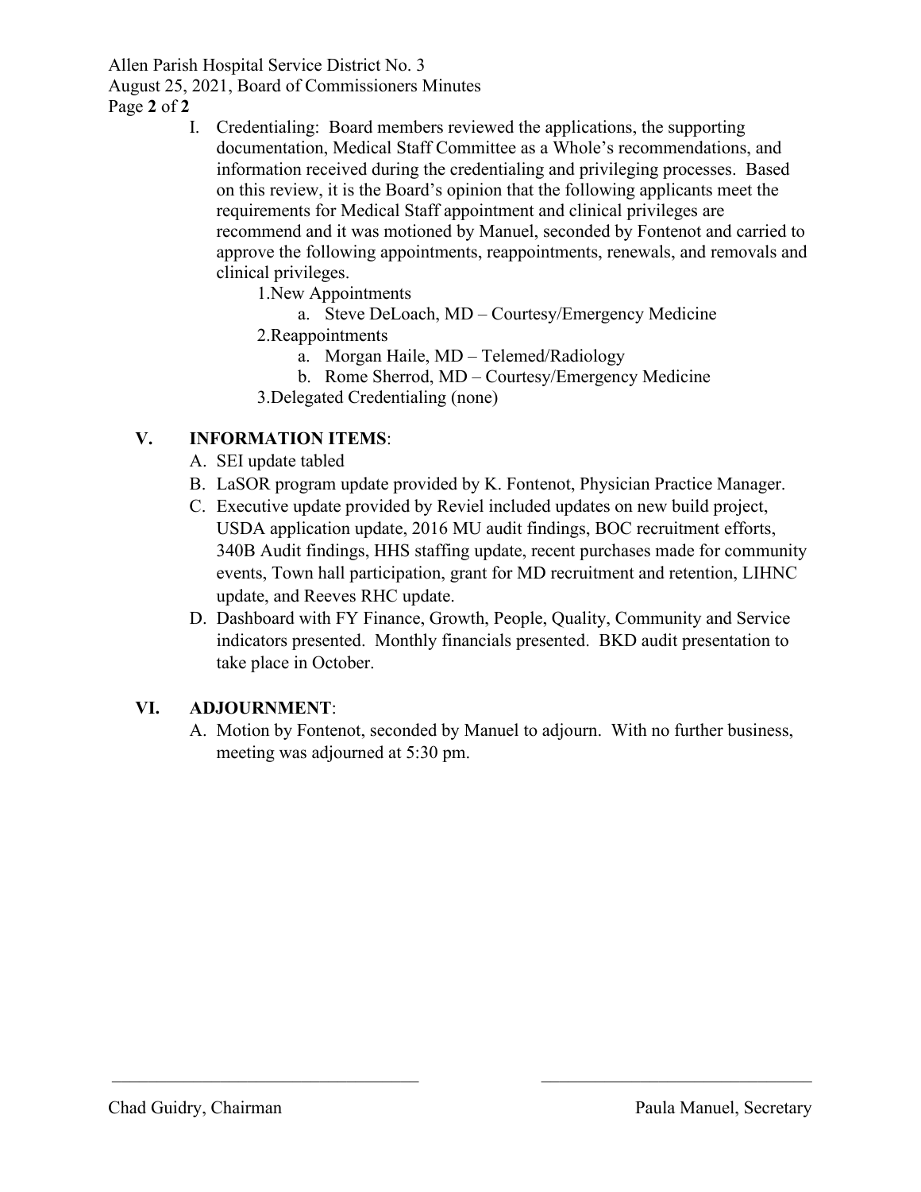I. Credentialing: Board members reviewed the applications, the supporting documentation, Medical Staff Committee as a Whole's recommendations, and information received during the credentialing and privileging processes. Based on this review, it is the Board's opinion that the following applicants meet the requirements for Medical Staff appointment and clinical privileges are recommend and it was motioned by Manuel, seconded by Fontenot and carried to approve the following appointments, reappointments, renewals, and removals and clinical privileges.
   1. New Appointments
      a. Steve DeLoach, MD – Courtesy/Emergency Medicine
   2. Reappointments
      a. Morgan Haile, MD – Telemed/Radiology
      b. Rome Sherrod, MD – Courtesy/Emergency Medicine
   3. Delegated Credentialing (none)

## V. INFORMATION ITEMS:

A. SEI update tabled

B. LaSOR program update provided by K. Fontenot, Physician Practice Manager.

C. Executive update provided by Reviel included updates on new build project, USDA application update, 2016 MU audit findings, BOC recruitment efforts, 340B Audit findings, HHS staffing update, recent purchases made for community events, Town hall participation, grant for MD recruitment and retention, LIHNC update, and Reeves RHC update.

D. Dashboard with FY Finance, Growth, People, Quality, Community and Service indicators presented. Monthly financials presented. BKD audit presentation to take place in October.

## VI. ADJOURNMENT:

A. Motion by Fontenot, seconded by Manuel to adjourn. With no further business, meeting was adjourned at 5:30 pm.

_________________________________  _________________________________

Chad Guidry, Chairman  Paula Manuel, Secretary